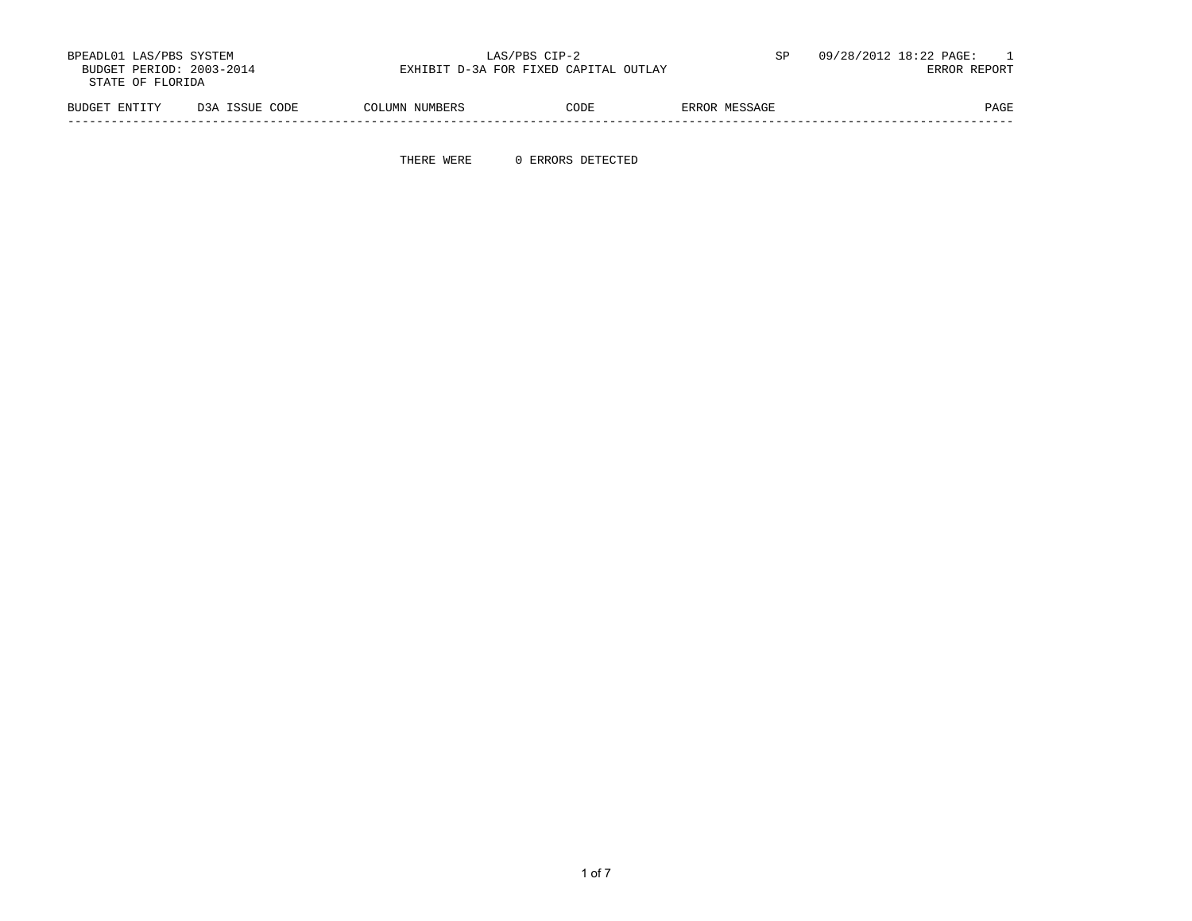BPEADL01 LAS/PBS SYSTEM
BUDGET PERIOD: 2003-2014
STATE OF FLORIDA

LAS/PBS CIP-2
EXHIBIT D-3A FOR FIXED CAPITAL OUTLAY

SP 09/28/2012 18:22 PAGE: 1
ERROR REPORT

| BUDGET ENTITY | D3A ISSUE CODE | COLUMN NUMBERS | CODE | ERROR MESSAGE | PAGE |
|---|---|---|---|---|---|

THERE WERE 0 ERRORS DETECTED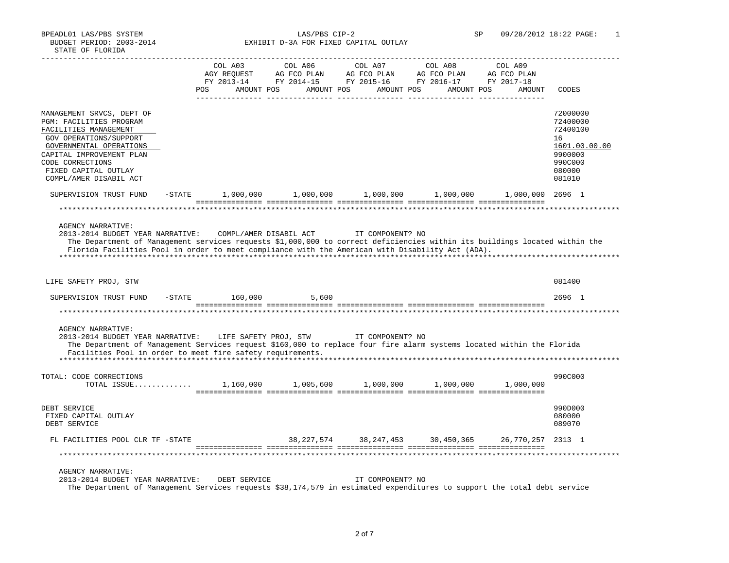BPEADL01 LAS/PBS SYSTEM — LAS/PBS CIP-2 — SP 09/28/2012 18:22 PAGE: 1
BUDGET PERIOD: 2003-2014 — EXHIBIT D-3A FOR FIXED CAPITAL OUTLAY
STATE OF FLORIDA

| | COL A03 AGY REQUEST FY 2013-14 POS AMOUNT | COL A06 AG FCO PLAN FY 2014-15 POS AMOUNT | COL A07 AG FCO PLAN FY 2015-16 POS AMOUNT | COL A08 AG FCO PLAN FY 2016-17 POS AMOUNT | COL A09 AG FCO PLAN FY 2017-18 POS AMOUNT | CODES |
|---|---|---|---|---|---|---|
| MANAGEMENT SRVCS, DEPT OF | | | | | | 72000000 |
| PGM: FACILITIES PROGRAM | | | | | | 72400000 |
| FACILITIES MANAGEMENT | | | | | | 72400100 |
| GOV OPERATIONS/SUPPORT | | | | | | 16 |
| GOVERNMENTAL OPERATIONS | | | | | | 1601.00.00.00 |
| CAPITAL IMPROVEMENT PLAN | | | | | | 9900000 |
| CODE CORRECTIONS | | | | | | 990C000 |
| FIXED CAPITAL OUTLAY | | | | | | 080000 |
| COMPL/AMER DISABIL ACT | | | | | | 081010 |
| SUPERVISION TRUST FUND -STATE | 1,000,000 | 1,000,000 | 1,000,000 | 1,000,000 | 1,000,000 | 2696 1 |

AGENCY NARRATIVE:
2013-2014 BUDGET YEAR NARRATIVE: COMPL/AMER DISABIL ACT IT COMPONENT? NO
The Department of Management services requests $1,000,000 to correct deficiencies within its buildings located within the Florida Facilities Pool in order to meet compliance with the American with Disability Act (ADA).

| | COL A03 | COL A06 | COL A07 | COL A08 | COL A09 | CODES |
|---|---|---|---|---|---|---|
| LIFE SAFETY PROJ, STW | | | | | | 081400 |
| SUPERVISION TRUST FUND -STATE | 160,000 | 5,600 | | | | 2696 1 |

AGENCY NARRATIVE:
2013-2014 BUDGET YEAR NARRATIVE: LIFE SAFETY PROJ, STW IT COMPONENT? NO
The Department of Management Services request $160,000 to replace four fire alarm systems located within the Florida Facilities Pool in order to meet fire safety requirements.

| | COL A03 | COL A06 | COL A07 | COL A08 | COL A09 | CODES |
|---|---|---|---|---|---|---|
| TOTAL: CODE CORRECTIONS | | | | | | 990C000 |
| TOTAL ISSUE............. | 1,160,000 | 1,005,600 | 1,000,000 | 1,000,000 | 1,000,000 | |
| DEBT SERVICE | | | | | | 990D000 |
| FIXED CAPITAL OUTLAY | | | | | | 080000 |
| DEBT SERVICE | | | | | | 089070 |
| FL FACILITIES POOL CLR TF -STATE | | 38,227,574 | 38,247,453 | 30,450,365 | 26,770,257 | 2313 1 |

AGENCY NARRATIVE:
2013-2014 BUDGET YEAR NARRATIVE: DEBT SERVICE IT COMPONENT? NO
The Department of Management Services requests $38,174,579 in estimated expenditures to support the total debt service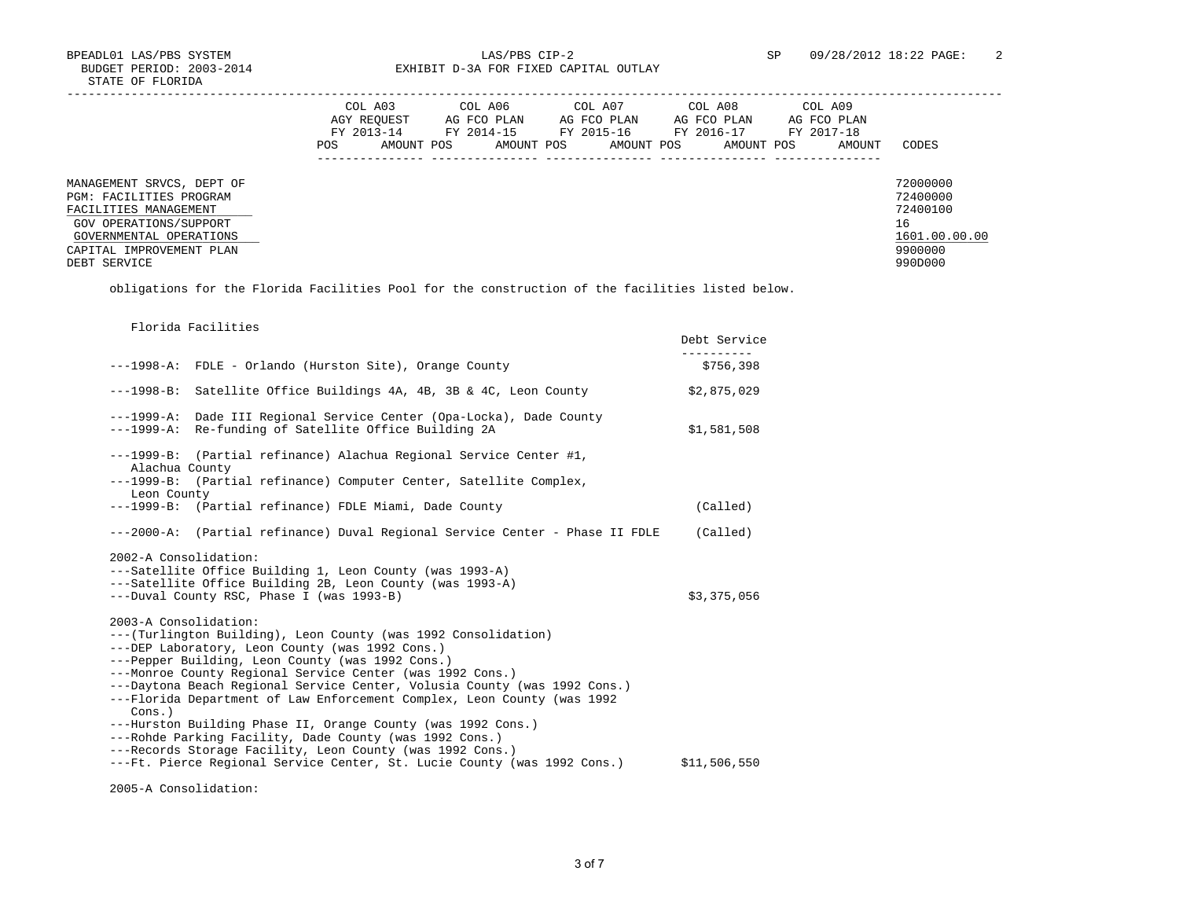BPEADL01 LAS/PBS SYSTEM
BUDGET PERIOD: 2003-2014
STATE OF FLORIDA

LAS/PBS CIP-2
EXHIBIT D-3A FOR FIXED CAPITAL OUTLAY

SP 09/28/2012 18:22 PAGE: 2

| | COL A03 AGY REQUEST FY 2013-14 | COL A06 AG FCO PLAN FY 2014-15 | COL A07 AG FCO PLAN FY 2015-16 | COL A08 AG FCO PLAN FY 2016-17 | COL A09 AG FCO PLAN FY 2017-18 | |
|---|---|---|---|---|---|---|
| | POS AMOUNT | POS AMOUNT | POS AMOUNT | POS AMOUNT | POS AMOUNT | CODES |
| MANAGEMENT SRVCS, DEPT OF | | | | | | 72000000 |
| PGM: FACILITIES PROGRAM | | | | | | 72400000 |
| FACILITIES MANAGEMENT | | | | | | 72400100 |
| GOV OPERATIONS/SUPPORT | | | | | | 16 |
| GOVERNMENTAL OPERATIONS | | | | | | 1601.00.00.00 |
| CAPITAL IMPROVEMENT PLAN | | | | | | 9900000 |
| DEBT SERVICE | | | | | | 990D000 |

obligations for the Florida Facilities Pool for the construction of the facilities listed below.

Florida Facilities

| | Debt Service |
|---|---|
| ---1998-A: FDLE - Orlando (Hurston Site), Orange County | $756,398 |
| ---1998-B: Satellite Office Buildings 4A, 4B, 3B & 4C, Leon County | $2,875,029 |
| ---1999-A: Dade III Regional Service Center (Opa-Locka), Dade County<br>---1999-A: Re-funding of Satellite Office Building 2A | $1,581,508 |
| ---1999-B: (Partial refinance) Alachua Regional Service Center #1, Alachua County<br>---1999-B: (Partial refinance) Computer Center, Satellite Complex, Leon County<br>---1999-B: (Partial refinance) FDLE Miami, Dade County | (Called) |
| ---2000-A: (Partial refinance) Duval Regional Service Center - Phase II FDLE | (Called) |
| 2002-A Consolidation:<br>---Satellite Office Building 1, Leon County (was 1993-A)<br>---Satellite Office Building 2B, Leon County (was 1993-A)<br>---Duval County RSC, Phase I (was 1993-B) | $3,375,056 |
| 2003-A Consolidation:<br>---(Turlington Building), Leon County (was 1992 Consolidation)<br>---DEP Laboratory, Leon County (was 1992 Cons.)<br>---Pepper Building, Leon County (was 1992 Cons.)<br>---Monroe County Regional Service Center (was 1992 Cons.)<br>---Daytona Beach Regional Service Center, Volusia County (was 1992 Cons.)<br>---Florida Department of Law Enforcement Complex, Leon County (was 1992 Cons.)<br>---Hurston Building Phase II, Orange County (was 1992 Cons.)<br>---Rohde Parking Facility, Dade County (was 1992 Cons.)<br>---Records Storage Facility, Leon County (was 1992 Cons.)<br>---Ft. Pierce Regional Service Center, St. Lucie County (was 1992 Cons.) | $11,506,550 |

2005-A Consolidation: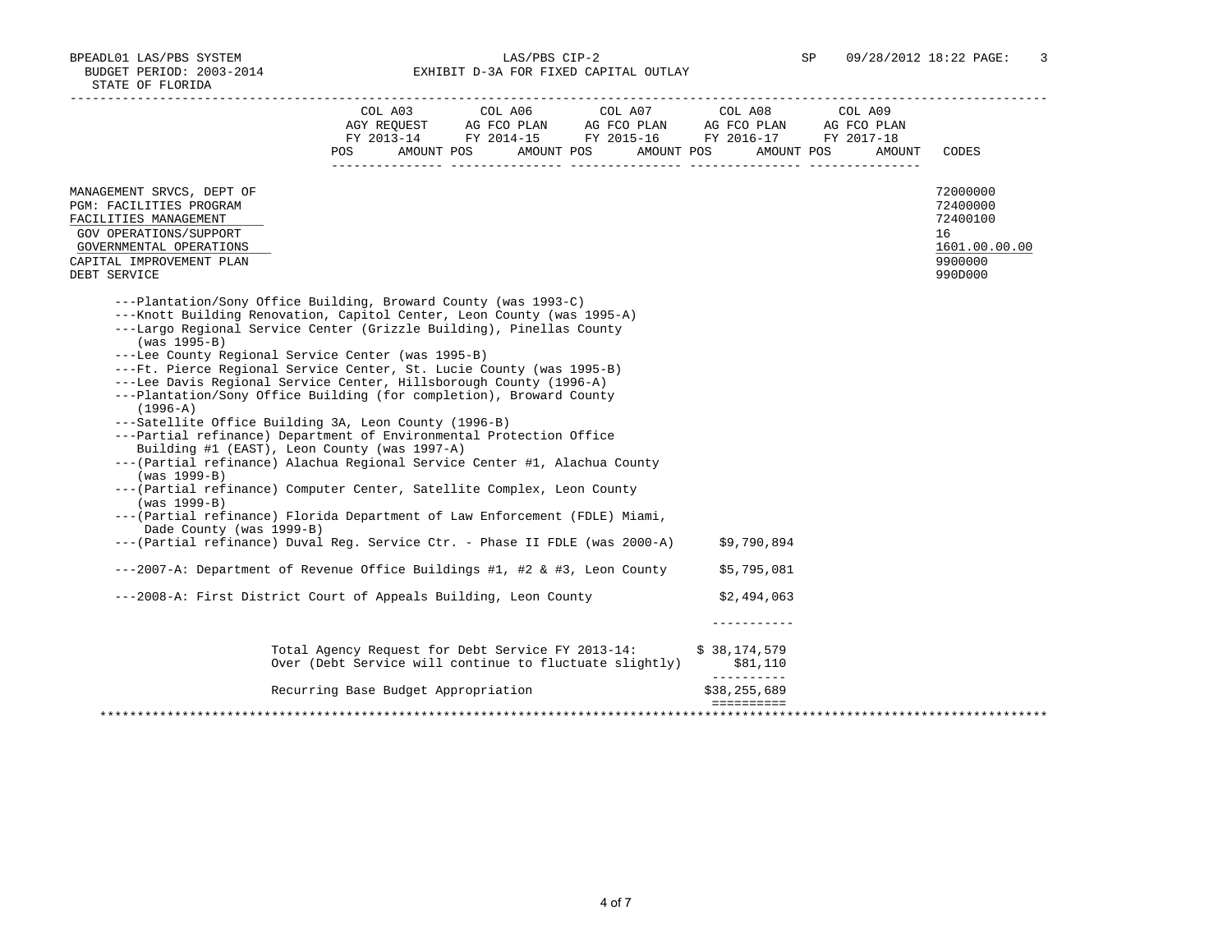BPEADL01 LAS/PBS SYSTEM — LAS/PBS CIP-2 — SP 09/28/2012 18:22 PAGE: 3

BUDGET PERIOD: 2003-2014

STATE OF FLORIDA

EXHIBIT D-3A FOR FIXED CAPITAL OUTLAY

| | COL A03 AGY REQUEST FY 2013-14 POS AMOUNT | COL A06 AG FCO PLAN FY 2014-15 POS AMOUNT | COL A07 AG FCO PLAN FY 2015-16 POS AMOUNT | COL A08 AG FCO PLAN FY 2016-17 POS AMOUNT | COL A09 AG FCO PLAN FY 2017-18 POS AMOUNT | CODES |
|---|---|---|---|---|---|---|
| MANAGEMENT SRVCS, DEPT OF | | | | | | 72000000 |
| PGM: FACILITIES PROGRAM | | | | | | 72400000 |
| FACILITIES MANAGEMENT | | | | | | 72400100 |
| GOV OPERATIONS/SUPPORT | | | | | | 16 |
| GOVERNMENTAL OPERATIONS | | | | | | 1601.00.00.00 |
| CAPITAL IMPROVEMENT PLAN | | | | | | 9900000 |
| DEBT SERVICE | | | | | | 990D000 |

---Plantation/Sony Office Building, Broward County (was 1993-C)
---Knott Building Renovation, Capitol Center, Leon County (was 1995-A)
---Largo Regional Service Center (Grizzle Building), Pinellas County (was 1995-B)
---Lee County Regional Service Center (was 1995-B)
---Ft. Pierce Regional Service Center, St. Lucie County (was 1995-B)
---Lee Davis Regional Service Center, Hillsborough County (1996-A)
---Plantation/Sony Office Building (for completion), Broward County (1996-A)
---Satellite Office Building 3A, Leon County (1996-B)
---Partial refinance) Department of Environmental Protection Office Building #1 (EAST), Leon County (was 1997-A)
---(Partial refinance) Alachua Regional Service Center #1, Alachua County (was 1999-B)
---(Partial refinance) Computer Center, Satellite Complex, Leon County (was 1999-B)
---(Partial refinance) Florida Department of Law Enforcement (FDLE) Miami, Dade County (was 1999-B)
---(Partial refinance) Duval Reg. Service Ctr. - Phase II FDLE (was 2000-A) $9,790,894

---2007-A: Department of Revenue Office Buildings #1, #2 & #3, Leon County $5,795,081

---2008-A: First District Court of Appeals Building, Leon County $2,494,063

| | |
|---|---|
| Total Agency Request for Debt Service FY 2013-14: | $ 38,174,579 |
| Over (Debt Service will continue to fluctuate slightly) | $81,110 |
| Recurring Base Budget Appropriation | $38,255,689 |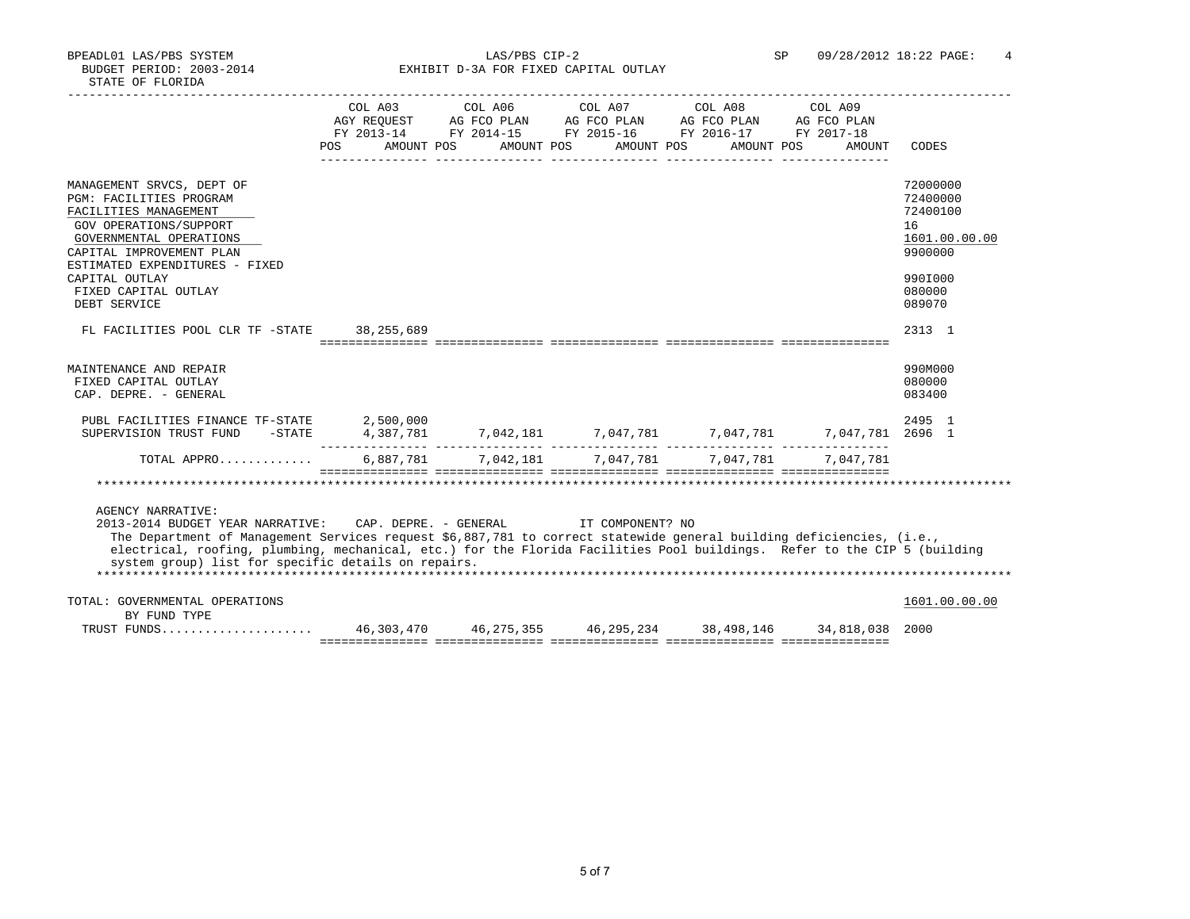BPEADL01 LAS/PBS SYSTEM LAS/PBS CIP-2 SP 09/28/2012 18:22 PAGE: 4
BUDGET PERIOD: 2003-2014 EXHIBIT D-3A FOR FIXED CAPITAL OUTLAY
STATE OF FLORIDA

| | COL A03 AGY REQUEST FY 2013-14 POS AMOUNT | COL A06 AG FCO PLAN FY 2014-15 POS AMOUNT | COL A07 AG FCO PLAN FY 2015-16 POS AMOUNT | COL A08 AG FCO PLAN FY 2016-17 POS AMOUNT | COL A09 AG FCO PLAN FY 2017-18 POS AMOUNT | CODES |
|---|---|---|---|---|---|---|
| MANAGEMENT SRVCS, DEPT OF | | | | | | 72000000 |
| PGM: FACILITIES PROGRAM | | | | | | 72400000 |
| FACILITIES MANAGEMENT | | | | | | 72400100 |
| GOV OPERATIONS/SUPPORT | | | | | | 16 |
| GOVERNMENTAL OPERATIONS | | | | | | 1601.00.00.00 |
| CAPITAL IMPROVEMENT PLAN | | | | | | 9900000 |
| ESTIMATED EXPENDITURES - FIXED CAPITAL OUTLAY | | | | | | 990I000 |
| FIXED CAPITAL OUTLAY | | | | | | 080000 |
| DEBT SERVICE | | | | | | 089070 |
| FL FACILITIES POOL CLR TF -STATE | 38,255,689 | | | | | 2313 1 |
| MAINTENANCE AND REPAIR | | | | | | 990M000 |
| FIXED CAPITAL OUTLAY | | | | | | 080000 |
| CAP. DEPRE. - GENERAL | | | | | | 083400 |
| PUBL FACILITIES FINANCE TF-STATE | 2,500,000 | | | | | 2495 1 |
| SUPERVISION TRUST FUND -STATE | 4,387,781 | 7,042,181 | 7,047,781 | 7,047,781 | 7,047,781 | 2696 1 |
| TOTAL APPRO............ | 6,887,781 | 7,042,181 | 7,047,781 | 7,047,781 | 7,047,781 | |

AGENCY NARRATIVE:
2013-2014 BUDGET YEAR NARRATIVE: CAP. DEPRE. - GENERAL IT COMPONENT? NO
The Department of Management Services request $6,887,781 to correct statewide general building deficiencies, (i.e., electrical, roofing, plumbing, mechanical, etc.) for the Florida Facilities Pool buildings. Refer to the CIP 5 (building system group) list for specific details on repairs.

| | COL A03 | COL A06 | COL A07 | COL A08 | COL A09 | CODES |
|---|---|---|---|---|---|---|
| TOTAL: GOVERNMENTAL OPERATIONS | | | | | | 1601.00.00.00 |
| BY FUND TYPE | | | | | | |
| TRUST FUNDS.................... | 46,303,470 | 46,275,355 | 46,295,234 | 38,498,146 | 34,818,038 | 2000 |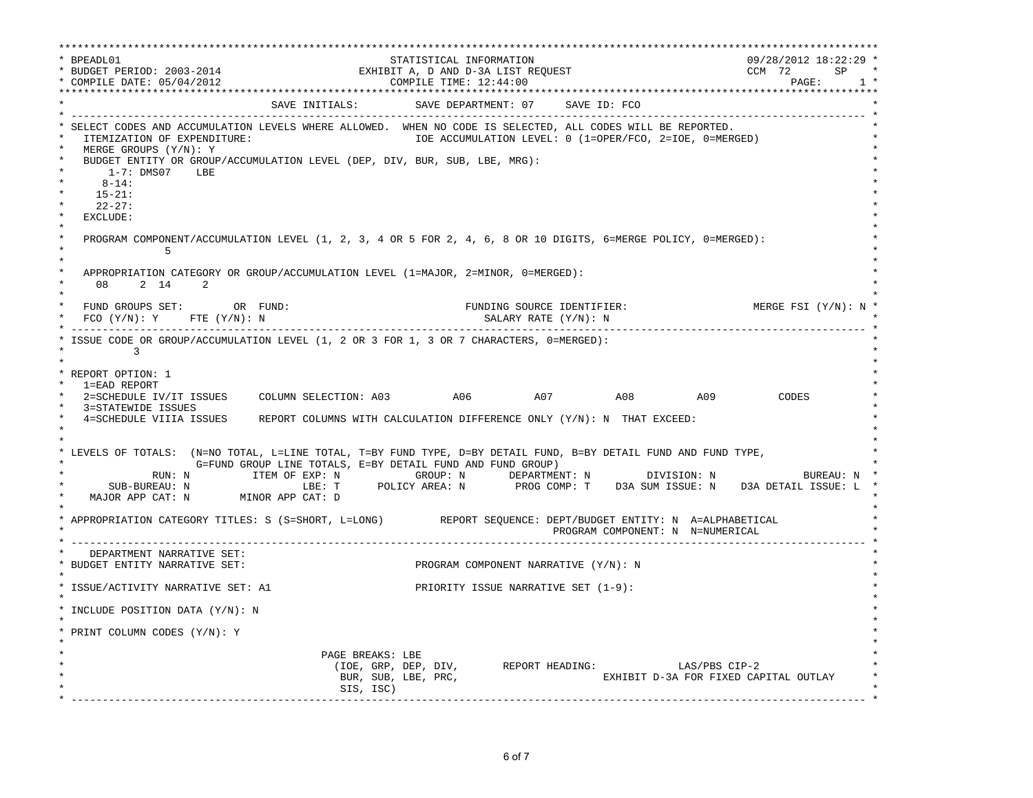```
******************************************************************************************************************************
* BPEADL01                                      STATISTICAL INFORMATION                                  09/28/2012 18:22:29 *
* BUDGET PERIOD: 2003-2014                 EXHIBIT A, D AND D-3A LIST REQUEST                           CCM  72       SP    *
* COMPILE DATE: 05/04/2012                          COMPILE TIME: 12:44:00                                      PAGE:      1 *
******************************************************************************************************************************
*                                 SAVE INITIALS:         SAVE DEPARTMENT: 07     SAVE ID: FCO                                *
* ------------------------------------------------------------------------------------------------------------------------- *
* SELECT CODES AND ACCUMULATION LEVELS WHERE ALLOWED.  WHEN NO CODE IS SELECTED, ALL CODES WILL BE REPORTED.                 *
*   ITEMIZATION OF EXPENDITURE:                          IOE ACCUMULATION LEVEL: 0 (1=OPER/FCO, 2=IOE, 0=MERGED)            *
*   MERGE GROUPS (Y/N): Y                                                                                                    *
*   BUDGET ENTITY OR GROUP/ACCUMULATION LEVEL (DEP, DIV, BUR, SUB, LBE, MRG):                                                *
*       1-7: DMS07    LBE                                                                                                    *
*      8-14:                                                                                                                 *
*     15-21:                                                                                                                 *
*     22-27:                                                                                                                 *
*   EXCLUDE:                                                                                                                 *
*                                                                                                                            *
*   PROGRAM COMPONENT/ACCUMULATION LEVEL (1, 2, 3, 4 OR 5 FOR 2, 4, 6, 8 OR 10 DIGITS, 6=MERGE POLICY, 0=MERGED):            *
*               5                                                                                                            *
*                                                                                                                            *
*   APPROPRIATION CATEGORY OR GROUP/ACCUMULATION LEVEL (1=MAJOR, 2=MINOR, 0=MERGED):                                         *
*     08     2  14     2                                                                                                     *
*                                                                                                                            *
*   FUND GROUPS SET:        OR  FUND:                            FUNDING SOURCE IDENTIFIER:                 MERGE FSI (Y/N): N *
*   FCO (Y/N): Y     FTE (Y/N): N                                      SALARY RATE (Y/N): N                                  *
* ------------------------------------------------------------------------------------------------------------------------- *
* ISSUE CODE OR GROUP/ACCUMULATION LEVEL (1, 2 OR 3 FOR 1, 3 OR 7 CHARACTERS, 0=MERGED):                                     *
*          3                                                                                                                 *
*                                                                                                                            *
* REPORT OPTION: 1                                                                                                           *
*   1=EAD REPORT                                                                                                             *
*   2=SCHEDULE IV/IT ISSUES     COLUMN SELECTION: A03          A06          A07          A08          A09          CODES    *
*   3=STATEWIDE ISSUES                                                                                                       *
*   4=SCHEDULE VIIIA ISSUES     REPORT COLUMNS WITH CALCULATION DIFFERENCE ONLY (Y/N): N  THAT EXCEED:                       *
*                                                                                                                            *
*                                                                                                                            *
* LEVELS OF TOTALS:  (N=NO TOTAL, L=LINE TOTAL, T=BY FUND TYPE, D=BY DETAIL FUND, B=BY DETAIL FUND AND FUND TYPE,            *
*                    G=FUND GROUP LINE TOTALS, E=BY DETAIL FUND AND FUND GROUP)                                              *
*              RUN: N          ITEM OF EXP: N            GROUP: N       DEPARTMENT: N         DIVISION: N            BUREAU: N *
*      SUB-BUREAU: N                  LBE: T      POLICY AREA: N        PROG COMP: T    D3A SUM ISSUE: N    D3A DETAIL ISSUE: L *
*    MAJOR APP CAT: N        MINOR APP CAT: D                                                                                *
*                                                                                                                            *
* APPROPRIATION CATEGORY TITLES: S (S=SHORT, L=LONG)         REPORT SEQUENCE: DEPT/BUDGET ENTITY: N  A=ALPHABETICAL          *
*                                                                             PROGRAM COMPONENT: N  N=NUMERICAL              *
* ------------------------------------------------------------------------------------------------------------------------- *
*    DEPARTMENT NARRATIVE SET:                                                                                               *
* BUDGET ENTITY NARRATIVE SET:                          PROGRAM COMPONENT NARRATIVE (Y/N): N                                 *
*                                                                                                                            *
* ISSUE/ACTIVITY NARRATIVE SET: A1                      PRIORITY ISSUE NARRATIVE SET (1-9):                                  *
*                                                                                                                            *
* INCLUDE POSITION DATA (Y/N): N                                                                                             *
*                                                                                                                            *
* PRINT COLUMN CODES (Y/N): Y                                                                                                *
*                                                                                                                            *
*                                      PAGE BREAKS: LBE                                                                      *
*                                        (IOE, GRP, DEP, DIV,       REPORT HEADING:             LAS/PBS CIP-2                *
*                                         BUR, SUB, LBE, PRC,                          EXHIBIT D-3A FOR FIXED CAPITAL OUTLAY *
*                                         SIS, ISC)                                                                          *
* ------------------------------------------------------------------------------------------------------------------------- *
```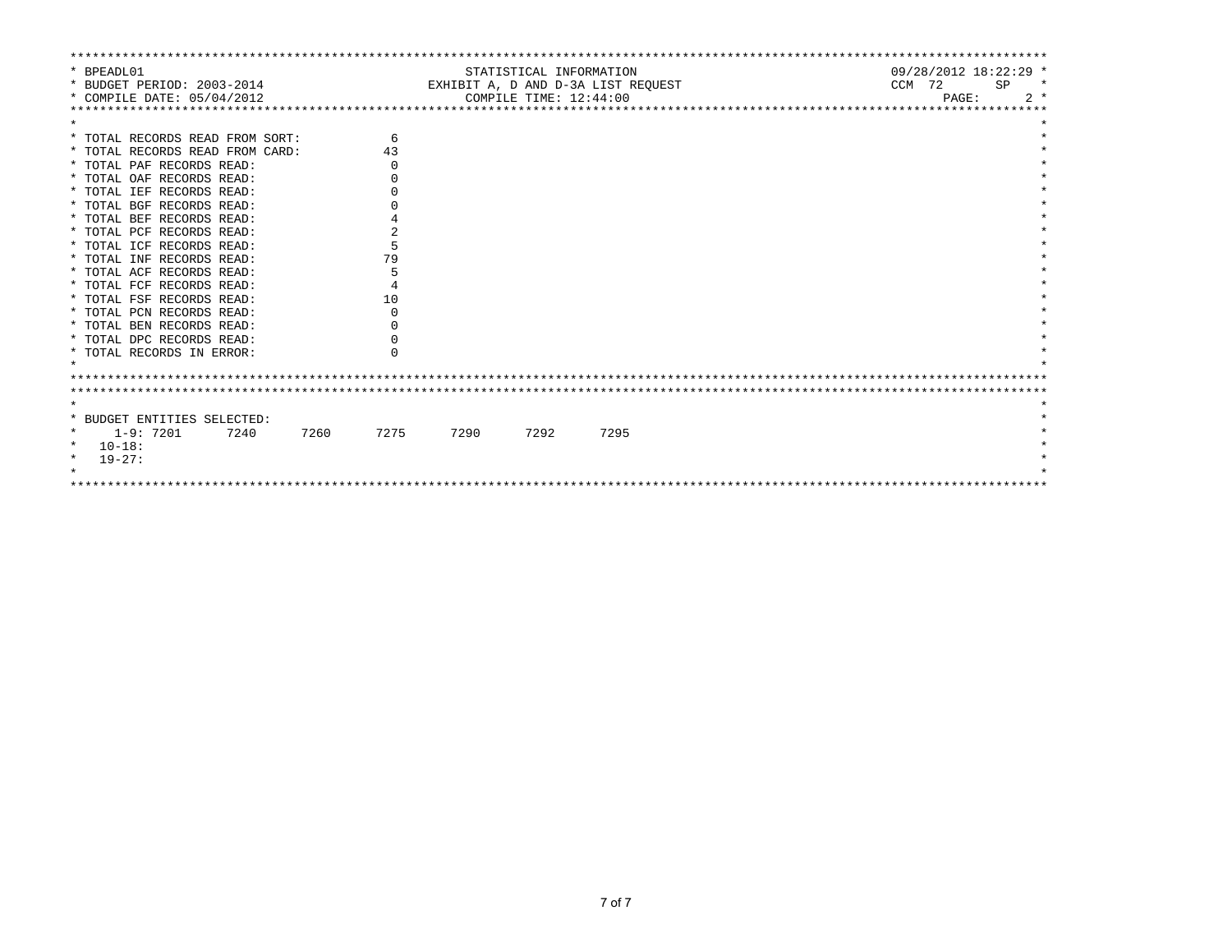BPEADL01 — STATISTICAL INFORMATION — 09/28/2012 18:22:29

BUDGET PERIOD: 2003-2014 — EXHIBIT A, D AND D-3A LIST REQUEST — CCM 72 SP

COMPILE DATE: 05/04/2012 — COMPILE TIME: 12:44:00 — PAGE: 2

| | |
|---|---|
| TOTAL RECORDS READ FROM SORT: | 6 |
| TOTAL RECORDS READ FROM CARD: | 43 |
| TOTAL PAF RECORDS READ: | 0 |
| TOTAL OAF RECORDS READ: | 0 |
| TOTAL IEF RECORDS READ: | 0 |
| TOTAL BGF RECORDS READ: | 0 |
| TOTAL BEF RECORDS READ: | 4 |
| TOTAL PCF RECORDS READ: | 2 |
| TOTAL ICF RECORDS READ: | 5 |
| TOTAL INF RECORDS READ: | 79 |
| TOTAL ACF RECORDS READ: | 5 |
| TOTAL FCF RECORDS READ: | 4 |
| TOTAL FSF RECORDS READ: | 10 |
| TOTAL PCN RECORDS READ: | 0 |
| TOTAL BEN RECORDS READ: | 0 |
| TOTAL DPC RECORDS READ: | 0 |
| TOTAL RECORDS IN ERROR: | 0 |

BUDGET ENTITIES SELECTED:

| | | | | | | | |
|---|---|---|---|---|---|---|---|
| 1-9: | 7201 | 7240 | 7260 | 7275 | 7290 | 7292 | 7295 |
| 10-18: | | | | | | | |
| 19-27: | | | | | | | |